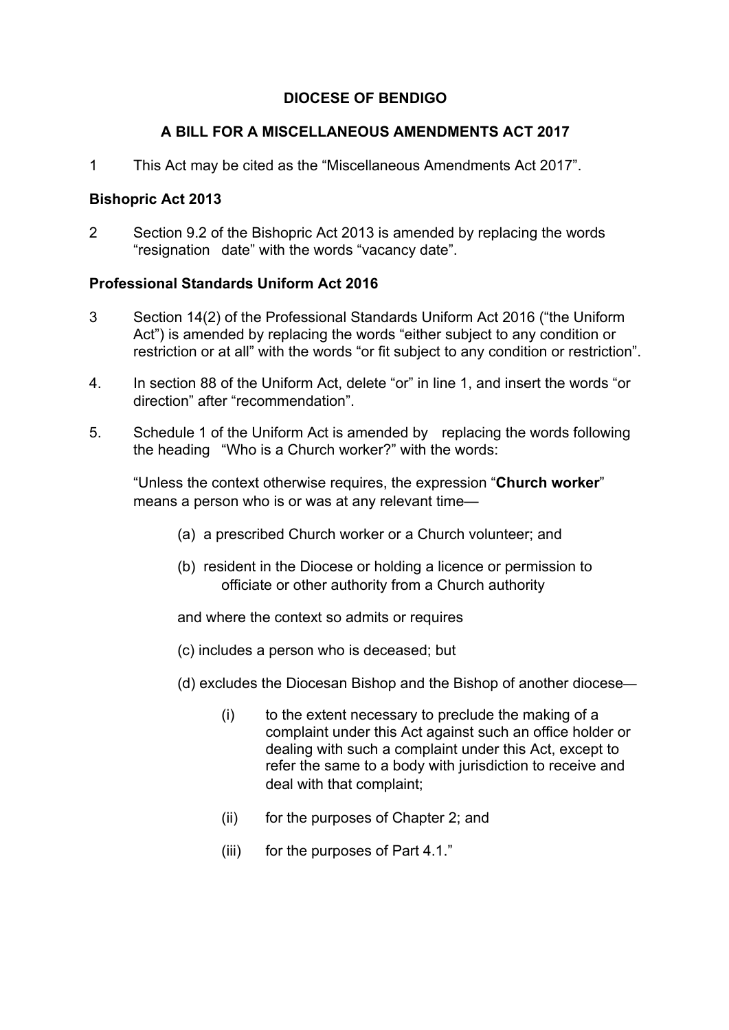**DIOCESE OF BENDIGO**

**A BILL FOR A MISCELLANEOUS AMENDMENTS ACT 2017**

1 This Act may be cited as the “Miscellaneous Amendments Act 2017”.

**Bishopric Act 2013**

2 Section 9.2 of the Bishopric Act 2013 is amended by replacing the words “resignation date” with the words “vacancy date”.

**Professional Standards Uniform Act 2016**

3 Section 14(2) of the Professional Standards Uniform Act 2016 (“the Uniform Act”) is amended by replacing the words “either subject to any condition or restriction or at all” with the words “or fit subject to any condition or restriction”.

4. In section 88 of the Uniform Act, delete “or” in line 1, and insert the words “or direction” after “recommendation”.

5. Schedule 1 of the Uniform Act is amended by replacing the words following the heading “Who is a Church worker?” with the words:

“Unless the context otherwise requires, the expression “**Church worker**” means a person who is or was at any relevant time—

(a) a prescribed Church worker or a Church volunteer; and

(b) resident in the Diocese or holding a licence or permission to officiate or other authority from a Church authority

and where the context so admits or requires

(c) includes a person who is deceased; but

(d) excludes the Diocesan Bishop and the Bishop of another diocese—

(i) to the extent necessary to preclude the making of a complaint under this Act against such an office holder or dealing with such a complaint under this Act, except to refer the same to a body with jurisdiction to receive and deal with that complaint;

(ii) for the purposes of Chapter 2; and

(iii) for the purposes of Part 4.1.”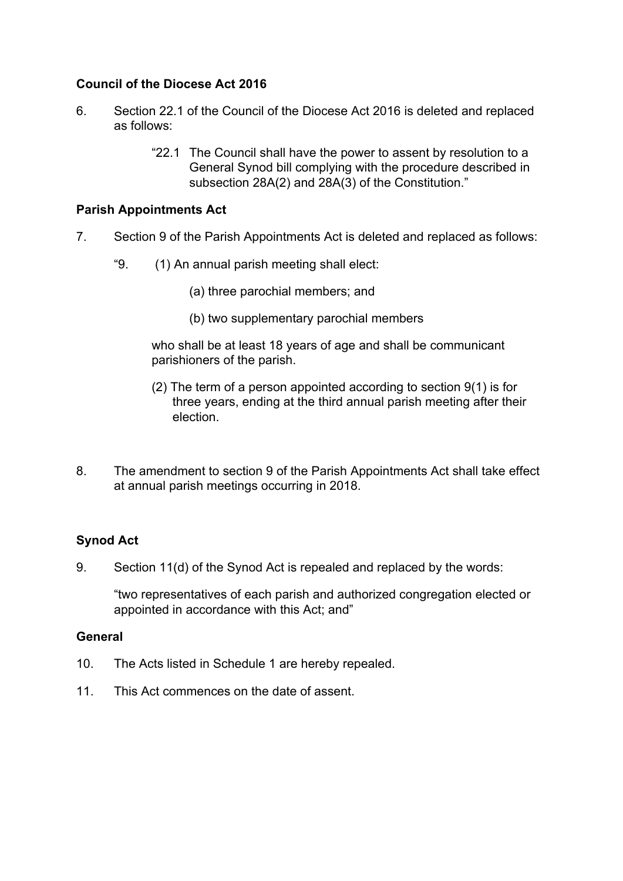**Council of the Diocese Act 2016**

6. Section 22.1 of the Council of the Diocese Act 2016 is deleted and replaced as follows:

   "22.1 The Council shall have the power to assent by resolution to a General Synod bill complying with the procedure described in subsection 28A(2) and 28A(3) of the Constitution."

**Parish Appointments Act**

7. Section 9 of the Parish Appointments Act is deleted and replaced as follows:

   "9. (1) An annual parish meeting shall elect:

   (a) three parochial members; and

   (b) two supplementary parochial members

   who shall be at least 18 years of age and shall be communicant parishioners of the parish.

   (2) The term of a person appointed according to section 9(1) is for three years, ending at the third annual parish meeting after their election.

8. The amendment to section 9 of the Parish Appointments Act shall take effect at annual parish meetings occurring in 2018.

**Synod Act**

9. Section 11(d) of the Synod Act is repealed and replaced by the words:

   "two representatives of each parish and authorized congregation elected or appointed in accordance with this Act; and"

**General**

10. The Acts listed in Schedule 1 are hereby repealed.

11. This Act commences on the date of assent.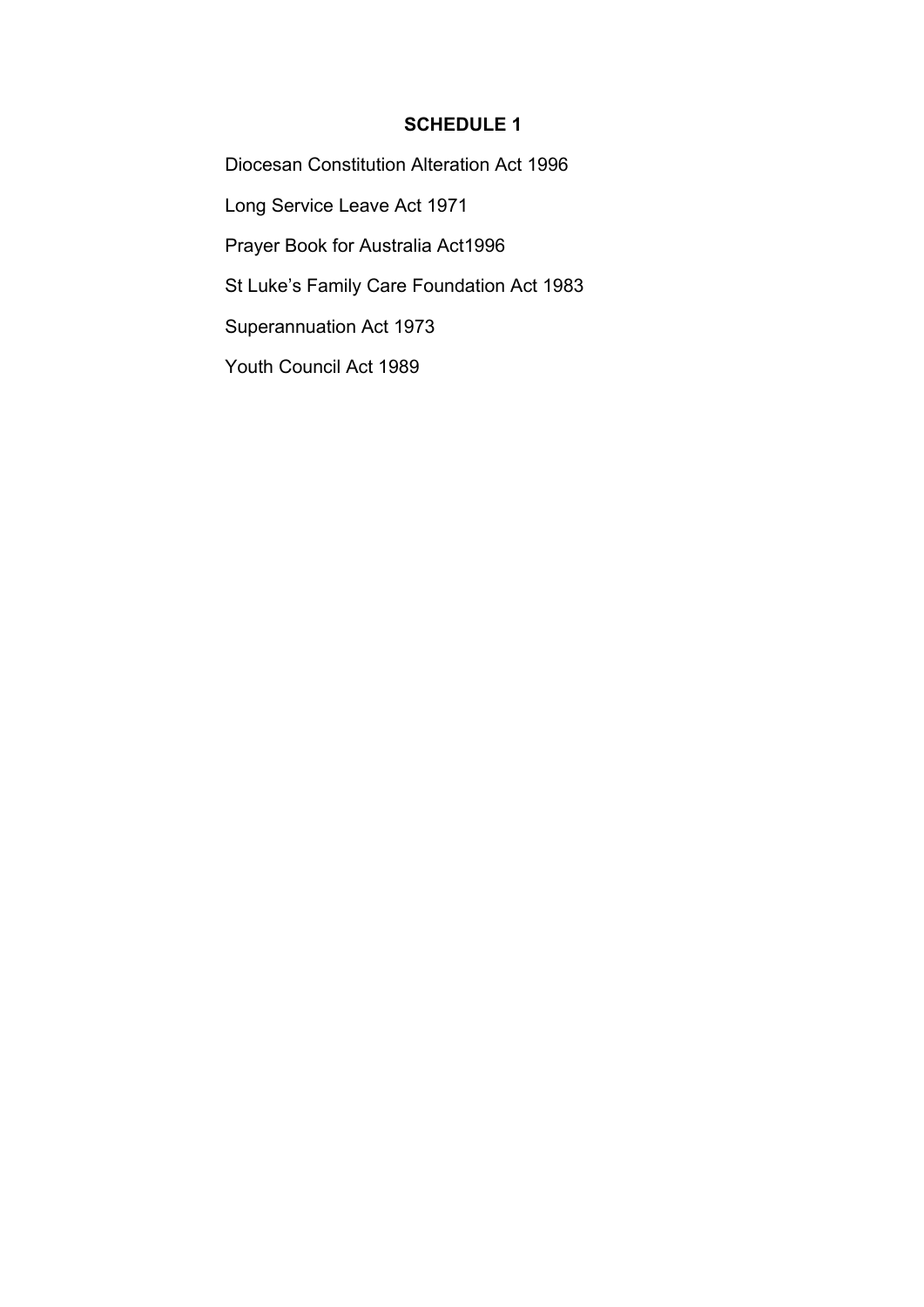## SCHEDULE 1

Diocesan Constitution Alteration Act 1996

Long Service Leave Act 1971

Prayer Book for Australia Act1996

St Luke's Family Care Foundation Act 1983

Superannuation Act 1973

Youth Council Act 1989